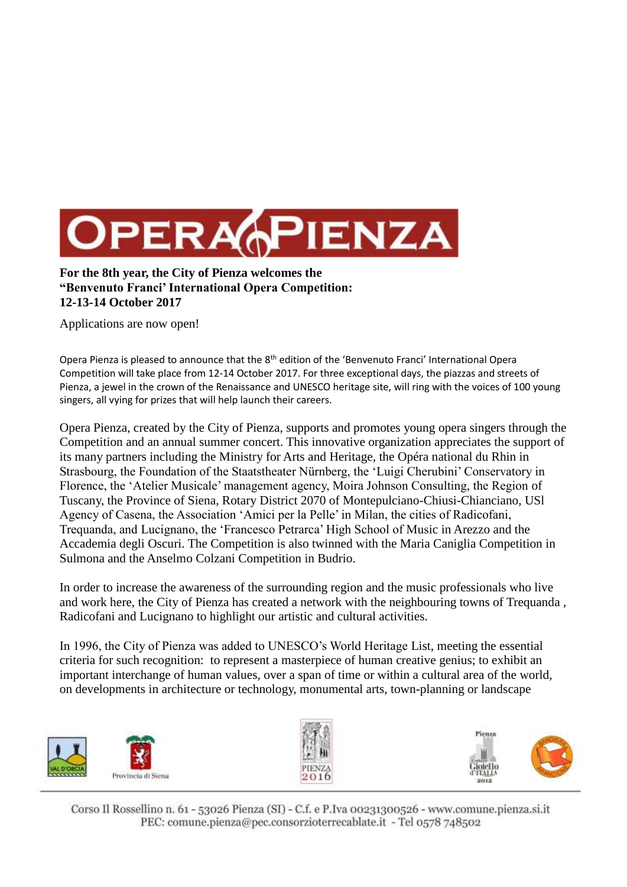# OPERA PIENZA

**For the 8th year, the City of Pienza welcomes the "Benvenuto Franci' International Opera Competition: 12-13-14 October 2017**

Applications are now open!

Opera Pienza is pleased to announce that the 8th edition of the 'Benvenuto Franci' International Opera Competition will take place from 12-14 October 2017. For three exceptional days, the piazzas and streets of Pienza, a jewel in the crown of the Renaissance and UNESCO heritage site, will ring with the voices of 100 young singers, all vying for prizes that will help launch their careers.

Opera Pienza, created by the City of Pienza, supports and promotes young opera singers through the Competition and an annual summer concert. This innovative organization appreciates the support of its many partners including the Ministry for Arts and Heritage, the Opéra national du Rhin in Strasbourg, the Foundation of the Staatstheater Nürnberg, the 'Luigi Cherubini' Conservatory in Florence, the 'Atelier Musicale' management agency, Moira Johnson Consulting, the Region of Tuscany, the Province of Siena, Rotary District 2070 of Montepulciano-Chiusi-Chianciano, USl Agency of Casena, the Association 'Amici per la Pelle' in Milan, the cities of Radicofani, Trequanda, and Lucignano, the 'Francesco Petrarca' High School of Music in Arezzo and the Accademia degli Oscuri. The Competition is also twinned with the Maria Caniglia Competition in Sulmona and the Anselmo Colzani Competition in Budrio.

In order to increase the awareness of the surrounding region and the music professionals who live and work here, the City of Pienza has created a network with the neighbouring towns of Trequanda , Radicofani and Lucignano to highlight our artistic and cultural activities.

In 1996, the City of Pienza was added to UNESCO's World Heritage List, meeting the essential criteria for such recognition: to represent a masterpiece of human creative genius; to exhibit an important interchange of human values, over a span of time or within a cultural area of the world, on developments in architecture or technology, monumental arts, town-planning or landscape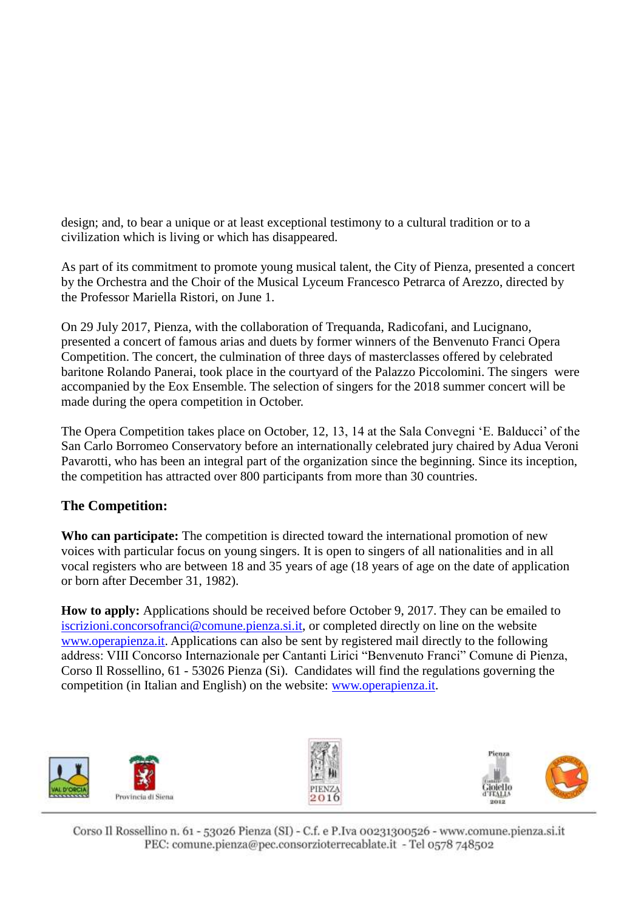design; and, to bear a unique or at least exceptional testimony to a cultural tradition or to a civilization which is living or which has disappeared.

As part of its commitment to promote young musical talent, the City of Pienza, presented a concert by the Orchestra and the Choir of the Musical Lyceum Francesco Petrarca of Arezzo, directed by the Professor Mariella Ristori, on June 1.

On 29 July 2017, Pienza, with the collaboration of Trequanda, Radicofani, and Lucignano, presented a concert of famous arias and duets by former winners of the Benvenuto Franci Opera Competition. The concert, the culmination of three days of masterclasses offered by celebrated baritone Rolando Panerai, took place in the courtyard of the Palazzo Piccolomini. The singers were accompanied by the Eox Ensemble. The selection of singers for the 2018 summer concert will be made during the opera competition in October.

The Opera Competition takes place on October, 12, 13, 14 at the Sala Convegni 'E. Balducci' of the San Carlo Borromeo Conservatory before an internationally celebrated jury chaired by Adua Veroni Pavarotti, who has been an integral part of the organization since the beginning. Since its inception, the competition has attracted over 800 participants from more than 30 countries.

### The Competition:

**Who can participate:** The competition is directed toward the international promotion of new voices with particular focus on young singers. It is open to singers of all nationalities and in all vocal registers who are between 18 and 35 years of age (18 years of age on the date of application or born after December 31, 1982).

**How to apply:** Applications should be received before October 9, 2017. They can be emailed to iscrizioni.concorsofranci@comune.pienza.si.it, or completed directly on line on the website www.operapienza.it. Applications can also be sent by registered mail directly to the following address: VIII Concorso Internazionale per Cantanti Lirici "Benvenuto Franci" Comune di Pienza, Corso Il Rossellino, 61 - 53026 Pienza (Si). Candidates will find the regulations governing the competition (in Italian and English) on the website: www.operapienza.it.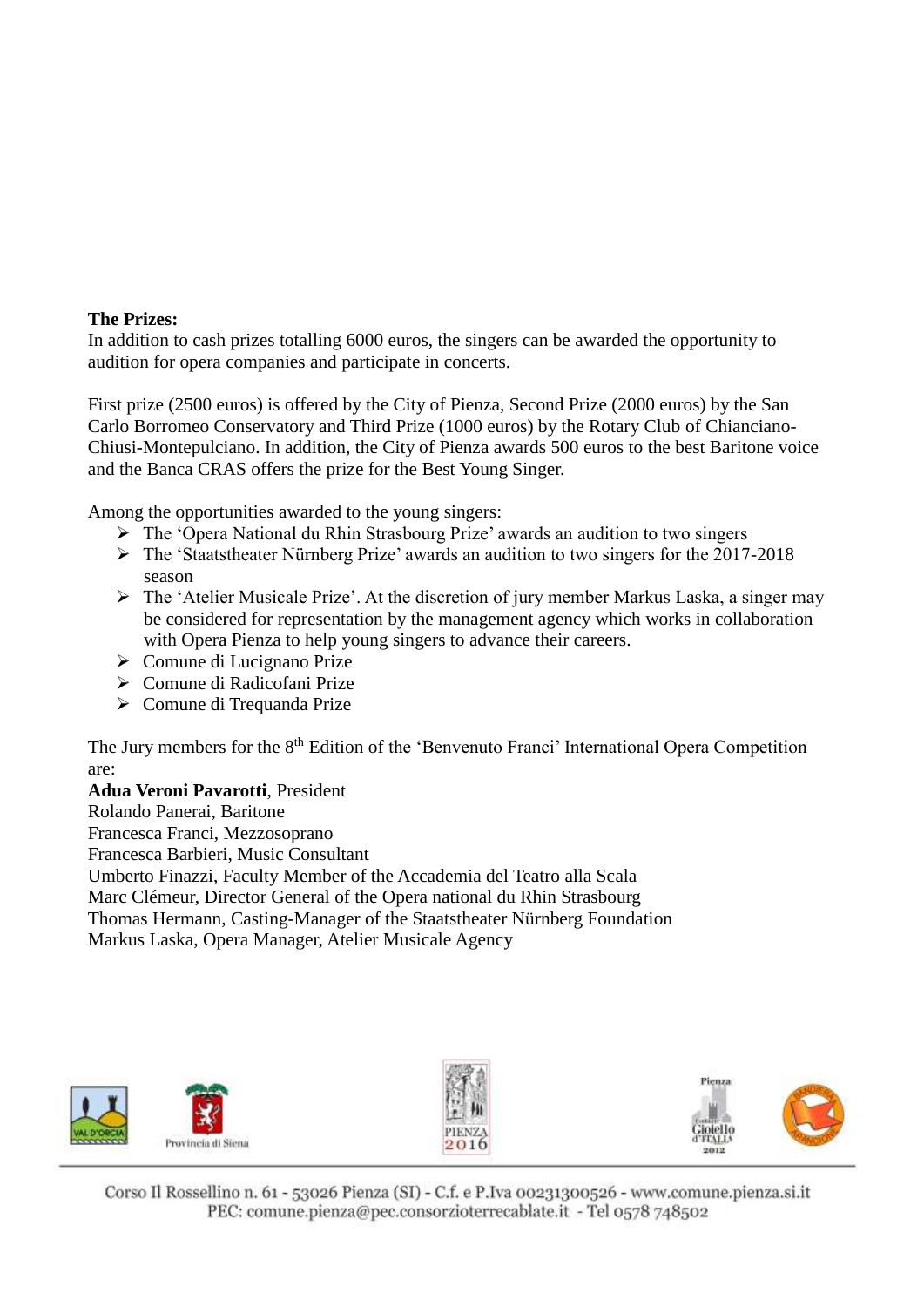**The Prizes:**
In addition to cash prizes totalling 6000 euros, the singers can be awarded the opportunity to audition for opera companies and participate in concerts.

First prize (2500 euros) is offered by the City of Pienza, Second Prize (2000 euros) by the San Carlo Borromeo Conservatory and Third Prize (1000 euros) by the Rotary Club of Chianciano-Chiusi-Montepulciano. In addition, the City of Pienza awards 500 euros to the best Baritone voice and the Banca CRAS offers the prize for the Best Young Singer.

Among the opportunities awarded to the young singers:

- The 'Opera National du Rhin Strasbourg Prize' awards an audition to two singers
- The 'Staatstheater Nürnberg Prize' awards an audition to two singers for the 2017-2018 season
- The 'Atelier Musicale Prize'. At the discretion of jury member Markus Laska, a singer may be considered for representation by the management agency which works in collaboration with Opera Pienza to help young singers to advance their careers.
- Comune di Lucignano Prize
- Comune di Radicofani Prize
- Comune di Trequanda Prize

The Jury members for the 8th Edition of the 'Benvenuto Franci' International Opera Competition are:

**Adua Veroni Pavarotti**, President
Rolando Panerai, Baritone
Francesca Franci, Mezzosoprano
Francesca Barbieri, Music Consultant
Umberto Finazzi, Faculty Member of the Accademia del Teatro alla Scala
Marc Clémeur, Director General of the Opera national du Rhin Strasbourg
Thomas Hermann, Casting-Manager of the Staatstheater Nürnberg Foundation
Markus Laska, Opera Manager, Atelier Musicale Agency

Corso Il Rossellino n. 61 - 53026 Pienza (SI) - C.f. e P.Iva 00231300526 - www.comune.pienza.si.it
PEC: comune.pienza@pec.consorzioterrecablate.it - Tel 0578 748502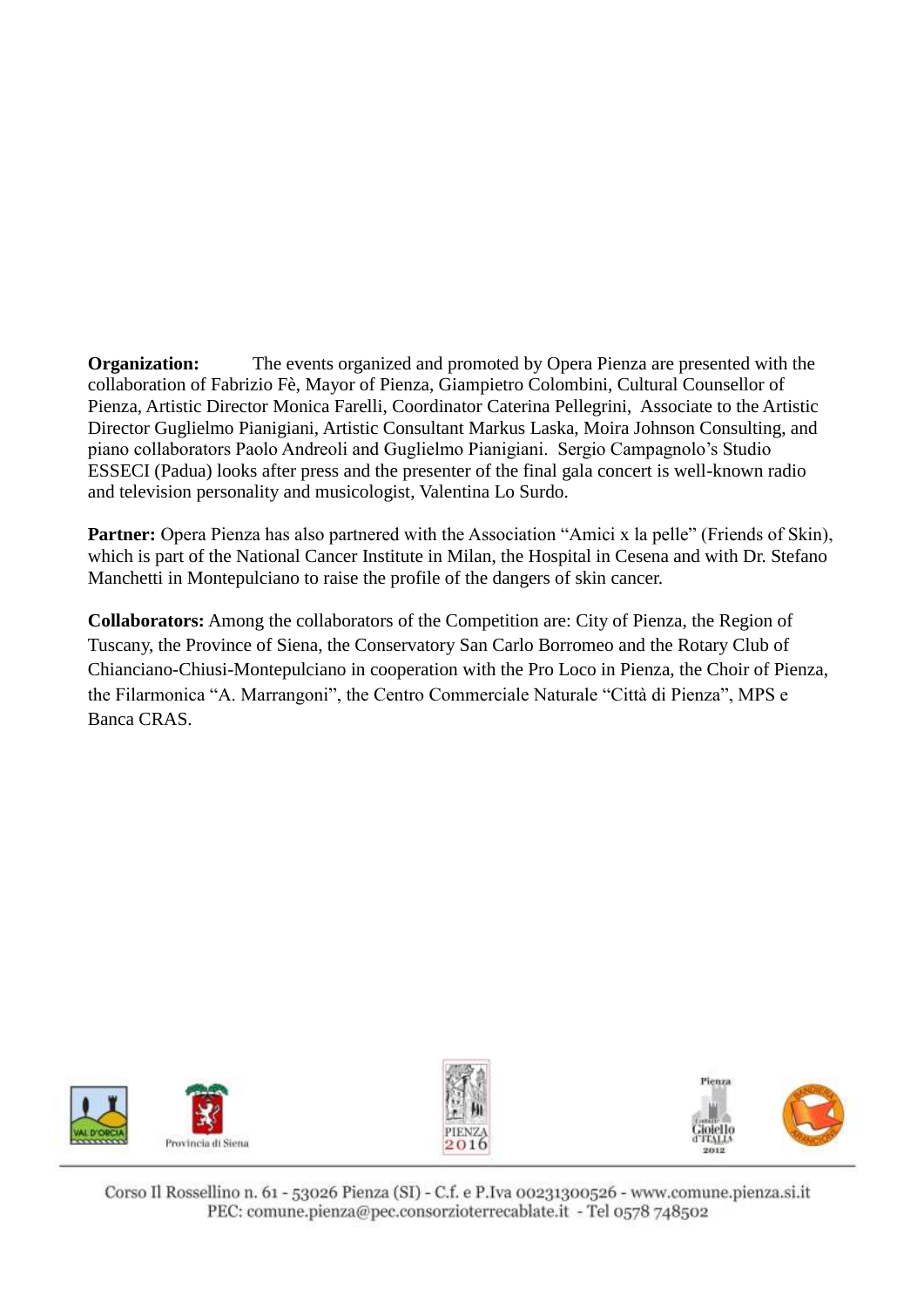**Organization:** The events organized and promoted by Opera Pienza are presented with the collaboration of Fabrizio Fè, Mayor of Pienza, Giampietro Colombini, Cultural Counsellor of Pienza, Artistic Director Monica Farelli, Coordinator Caterina Pellegrini, Associate to the Artistic Director Guglielmo Pianigiani, Artistic Consultant Markus Laska, Moira Johnson Consulting, and piano collaborators Paolo Andreoli and Guglielmo Pianigiani. Sergio Campagnolo's Studio ESSECI (Padua) looks after press and the presenter of the final gala concert is well-known radio and television personality and musicologist, Valentina Lo Surdo.

**Partner:** Opera Pienza has also partnered with the Association "Amici x la pelle" (Friends of Skin), which is part of the National Cancer Institute in Milan, the Hospital in Cesena and with Dr. Stefano Manchetti in Montepulciano to raise the profile of the dangers of skin cancer.

**Collaborators:** Among the collaborators of the Competition are: City of Pienza, the Region of Tuscany, the Province of Siena, the Conservatory San Carlo Borromeo and the Rotary Club of Chianciano-Chiusi-Montepulciano in cooperation with the Pro Loco in Pienza, the Choir of Pienza, the Filarmonica "A. Marrangoni", the Centro Commerciale Naturale "Città di Pienza", MPS e Banca CRAS.

Corso Il Rossellino n. 61 - 53026 Pienza (SI) - C.f. e P.Iva 00231300526 - www.comune.pienza.si.it
PEC: comune.pienza@pec.consorzioterrecablate.it - Tel 0578 748502